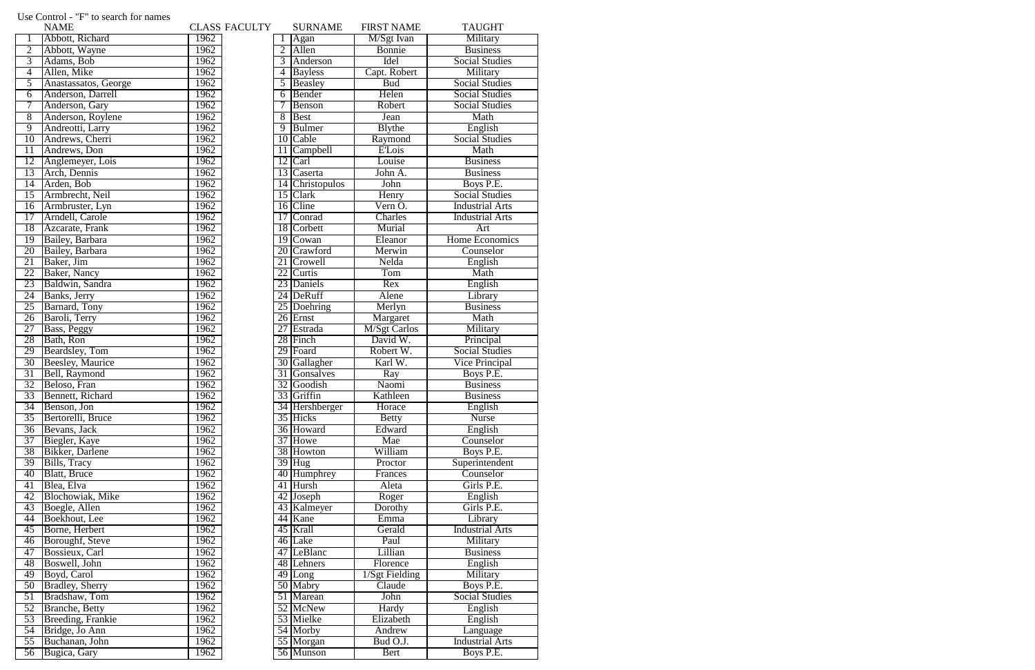Use Control - "F" to search for names

| | NAME | CLASS |
|---|---|---|
| 1 | Abbott, Richard | 1962 |
| 2 | Abbott, Wayne | 1962 |
| 3 | Adams, Bob | 1962 |
| 4 | Allen, Mike | 1962 |
| 5 | Anastassatos, George | 1962 |
| 6 | Anderson, Darrell | 1962 |
| 7 | Anderson, Gary | 1962 |
| 8 | Anderson, Roylene | 1962 |
| 9 | Andreotti, Larry | 1962 |
| 10 | Andrews, Cherri | 1962 |
| 11 | Andrews, Don | 1962 |
| 12 | Anglemeyer, Lois | 1962 |
| 13 | Arch, Dennis | 1962 |
| 14 | Arden, Bob | 1962 |
| 15 | Armbrecht, Neil | 1962 |
| 16 | Armbruster, Lyn | 1962 |
| 17 | Arndell, Carole | 1962 |
| 18 | Azcarate, Frank | 1962 |
| 19 | Bailey, Barbara | 1962 |
| 20 | Bailey, Barbara | 1962 |
| 21 | Baker, Jim | 1962 |
| 22 | Baker, Nancy | 1962 |
| 23 | Baldwin, Sandra | 1962 |
| 24 | Banks, Jerry | 1962 |
| 25 | Barnard, Tony | 1962 |
| 26 | Baroli, Terry | 1962 |
| 27 | Bass, Peggy | 1962 |
| 28 | Bath, Ron | 1962 |
| 29 | Beardsley, Tom | 1962 |
| 30 | Beesley, Maurice | 1962 |
| 31 | Bell, Raymond | 1962 |
| 32 | Beloso, Fran | 1962 |
| 33 | Bennett, Richard | 1962 |
| 34 | Benson, Jon | 1962 |
| 35 | Bertorelli, Bruce | 1962 |
| 36 | Bevans, Jack | 1962 |
| 37 | Biegler, Kaye | 1962 |
| 38 | Bikker, Darlene | 1962 |
| 39 | Bills, Tracy | 1962 |
| 40 | Blatt, Bruce | 1962 |
| 41 | Blea, Elva | 1962 |
| 42 | Blochowiak, Mike | 1962 |
| 43 | Boegle, Allen | 1962 |
| 44 | Boekhout, Lee | 1962 |
| 45 | Borne, Herbert | 1962 |
| 46 | Boroughf, Steve | 1962 |
| 47 | Bossieux, Carl | 1962 |
| 48 | Boswell, John | 1962 |
| 49 | Boyd, Carol | 1962 |
| 50 | Bradley, Sherry | 1962 |
| 51 | Bradshaw, Tom | 1962 |
| 52 | Branche, Betty | 1962 |
| 53 | Breeding, Frankie | 1962 |
| 54 | Bridge, Jo Ann | 1962 |
| 55 | Buchanan, John | 1962 |
| 56 | Bugica, Gary | 1962 |

FACULTY

| | SURNAME | FIRST NAME | TAUGHT |
|---|---|---|---|
| 1 | Agan | M/Sgt Ivan | Military |
| 2 | Allen | Bonnie | Business |
| 3 | Anderson | Idel | Social Studies |
| 4 | Bayless | Capt. Robert | Military |
| 5 | Beasley | Bud | Social Studies |
| 6 | Bender | Helen | Social Studies |
| 7 | Benson | Robert | Social Studies |
| 8 | Best | Jean | Math |
| 9 | Bulmer | Blythe | English |
| 10 | Cable | Raymond | Social Studies |
| 11 | Campbell | E'Lois | Math |
| 12 | Carl | Louise | Business |
| 13 | Caserta | John A. | Business |
| 14 | Christopulos | John | Boys P.E. |
| 15 | Clark | Henry | Social Studies |
| 16 | Cline | Vern O. | Industrial Arts |
| 17 | Conrad | Charles | Industrial Arts |
| 18 | Corbett | Murial | Art |
| 19 | Cowan | Eleanor | Home Economics |
| 20 | Crawford | Merwin | Counselor |
| 21 | Crowell | Nelda | English |
| 22 | Curtis | Tom | Math |
| 23 | Daniels | Rex | English |
| 24 | DeRuff | Alene | Library |
| 25 | Doehring | Merlyn | Business |
| 26 | Ernst | Margaret | Math |
| 27 | Estrada | M/Sgt Carlos | Military |
| 28 | Finch | David W. | Principal |
| 29 | Foard | Robert W. | Social Studies |
| 30 | Gallagher | Karl W. | Vice Principal |
| 31 | Gonsalves | Ray | Boys P.E. |
| 32 | Goodish | Naomi | Business |
| 33 | Griffin | Kathleen | Business |
| 34 | Hershberger | Horace | English |
| 35 | Hicks | Betty | Nurse |
| 36 | Howard | Edward | English |
| 37 | Howe | Mae | Counselor |
| 38 | Howton | William | Boys P.E. |
| 39 | Hug | Proctor | Superintendent |
| 40 | Humphrey | Frances | Counselor |
| 41 | Hursh | Aleta | Girls P.E. |
| 42 | Joseph | Roger | English |
| 43 | Kalmeyer | Dorothy | Girls P.E. |
| 44 | Kane | Emma | Library |
| 45 | Krall | Gerald | Industrial Arts |
| 46 | Lake | Paul | Military |
| 47 | LeBlanc | Lillian | Business |
| 48 | Lehners | Florence | English |
| 49 | Long | 1/Sgt Fielding | Military |
| 50 | Mabry | Claude | Boys P.E. |
| 51 | Marean | John | Social Studies |
| 52 | McNew | Hardy | English |
| 53 | Mielke | Elizabeth | English |
| 54 | Morby | Andrew | Language |
| 55 | Morgan | Bud O.J. | Industrial Arts |
| 56 | Munson | Bert | Boys P.E. |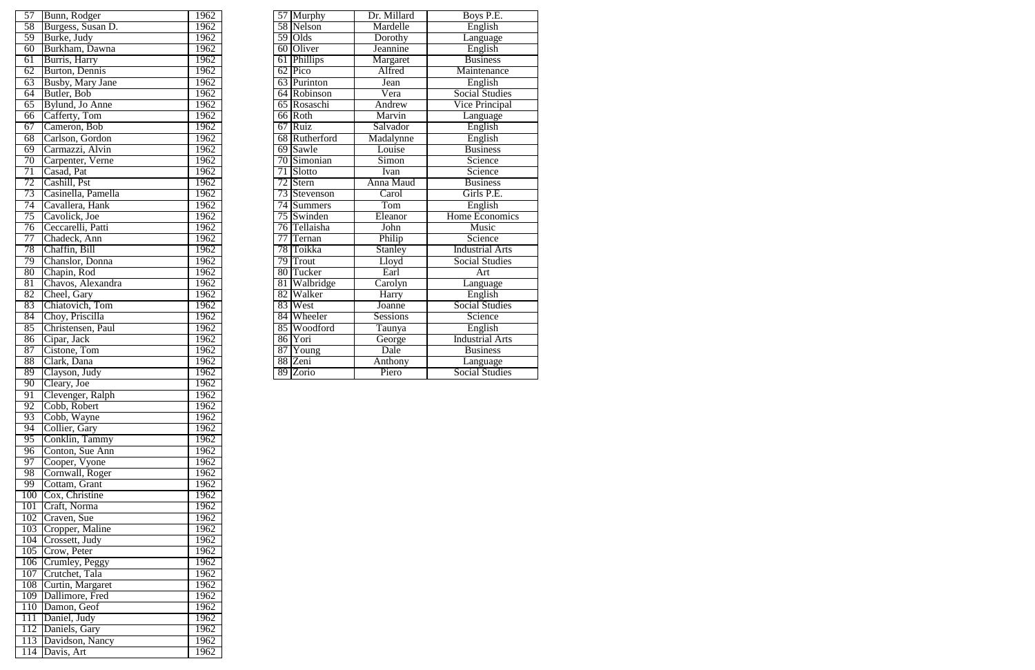| | | |
|---|---|---|
| 57 | Bunn, Rodger | 1962 |
| 58 | Burgess, Susan D. | 1962 |
| 59 | Burke, Judy | 1962 |
| 60 | Burkham, Dawna | 1962 |
| 61 | Burris, Harry | 1962 |
| 62 | Burton, Dennis | 1962 |
| 63 | Busby, Mary Jane | 1962 |
| 64 | Butler, Bob | 1962 |
| 65 | Bylund, Jo Anne | 1962 |
| 66 | Cafferty, Tom | 1962 |
| 67 | Cameron, Bob | 1962 |
| 68 | Carlson, Gordon | 1962 |
| 69 | Carmazzi, Alvin | 1962 |
| 70 | Carpenter, Verne | 1962 |
| 71 | Casad, Pat | 1962 |
| 72 | Cashill, Pst | 1962 |
| 73 | Casinella, Pamella | 1962 |
| 74 | Cavallera, Hank | 1962 |
| 75 | Cavolick, Joe | 1962 |
| 76 | Ceccarelli, Patti | 1962 |
| 77 | Chadeck, Ann | 1962 |
| 78 | Chaffin, Bill | 1962 |
| 79 | Chanslor, Donna | 1962 |
| 80 | Chapin, Rod | 1962 |
| 81 | Chavos, Alexandra | 1962 |
| 82 | Cheel, Gary | 1962 |
| 83 | Chiatovich, Tom | 1962 |
| 84 | Choy, Priscilla | 1962 |
| 85 | Christensen, Paul | 1962 |
| 86 | Cipar, Jack | 1962 |
| 87 | Cistone, Tom | 1962 |
| 88 | Clark, Dana | 1962 |
| 89 | Clayson, Judy | 1962 |
| 90 | Cleary, Joe | 1962 |
| 91 | Clevenger, Ralph | 1962 |
| 92 | Cobb, Robert | 1962 |
| 93 | Cobb, Wayne | 1962 |
| 94 | Collier, Gary | 1962 |
| 95 | Conklin, Tammy | 1962 |
| 96 | Conton, Sue Ann | 1962 |
| 97 | Cooper, Vyone | 1962 |
| 98 | Cornwall, Roger | 1962 |
| 99 | Cottam, Grant | 1962 |
| 100 | Cox, Christine | 1962 |
| 101 | Craft, Norma | 1962 |
| 102 | Craven, Sue | 1962 |
| 103 | Cropper, Maline | 1962 |
| 104 | Crossett, Judy | 1962 |
| 105 | Crow, Peter | 1962 |
| 106 | Crumley, Peggy | 1962 |
| 107 | Crutchet, Tala | 1962 |
| 108 | Curtin, Margaret | 1962 |
| 109 | Dallimore, Fred | 1962 |
| 110 | Damon, Geof | 1962 |
| 111 | Daniel, Judy | 1962 |
| 112 | Daniels, Gary | 1962 |
| 113 | Davidson, Nancy | 1962 |
| 114 | Davis, Art | 1962 |

| | | | |
|---|---|---|---|
| 57 | Murphy | Dr. Millard | Boys P.E. |
| 58 | Nelson | Mardelle | English |
| 59 | Olds | Dorothy | Language |
| 60 | Oliver | Jeannine | English |
| 61 | Phillips | Margaret | Business |
| 62 | Pico | Alfred | Maintenance |
| 63 | Purinton | Jean | English |
| 64 | Robinson | Vera | Social Studies |
| 65 | Rosaschi | Andrew | Vice Principal |
| 66 | Roth | Marvin | Language |
| 67 | Ruiz | Salvador | English |
| 68 | Rutherford | Madalynne | English |
| 69 | Sawle | Louise | Business |
| 70 | Simonian | Simon | Science |
| 71 | Slotto | Ivan | Science |
| 72 | Stern | Anna Maud | Business |
| 73 | Stevenson | Carol | Girls P.E. |
| 74 | Summers | Tom | English |
| 75 | Swinden | Eleanor | Home Economics |
| 76 | Tellaisha | John | Music |
| 77 | Ternan | Philip | Science |
| 78 | Toikka | Stanley | Industrial Arts |
| 79 | Trout | Lloyd | Social Studies |
| 80 | Tucker | Earl | Art |
| 81 | Walbridge | Carolyn | Language |
| 82 | Walker | Harry | English |
| 83 | West | Joanne | Social Studies |
| 84 | Wheeler | Sessions | Science |
| 85 | Woodford | Taunya | English |
| 86 | Yori | George | Industrial Arts |
| 87 | Young | Dale | Business |
| 88 | Zeni | Anthony | Language |
| 89 | Zorio | Piero | Social Studies |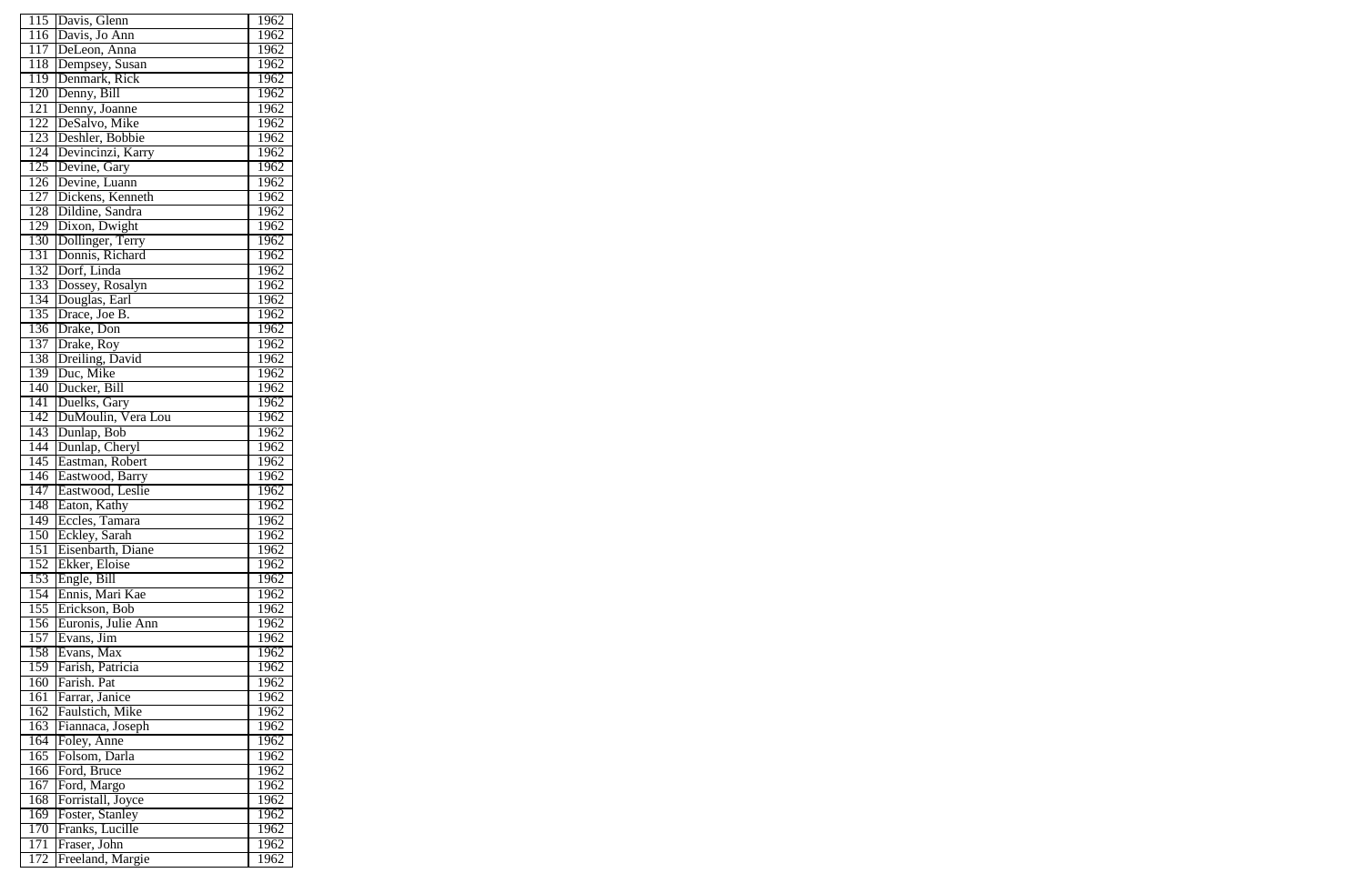| | | |
|---|---|---|
| 115 | Davis, Glenn | 1962 |
| 116 | Davis, Jo Ann | 1962 |
| 117 | DeLeon, Anna | 1962 |
| 118 | Dempsey, Susan | 1962 |
| 119 | Denmark, Rick | 1962 |
| 120 | Denny, Bill | 1962 |
| 121 | Denny, Joanne | 1962 |
| 122 | DeSalvo, Mike | 1962 |
| 123 | Deshler, Bobbie | 1962 |
| 124 | Devincinzi, Karry | 1962 |
| 125 | Devine, Gary | 1962 |
| 126 | Devine, Luann | 1962 |
| 127 | Dickens, Kenneth | 1962 |
| 128 | Dildine, Sandra | 1962 |
| 129 | Dixon, Dwight | 1962 |
| 130 | Dollinger, Terry | 1962 |
| 131 | Donnis, Richard | 1962 |
| 132 | Dorf, Linda | 1962 |
| 133 | Dossey, Rosalyn | 1962 |
| 134 | Douglas, Earl | 1962 |
| 135 | Drace, Joe B. | 1962 |
| 136 | Drake, Don | 1962 |
| 137 | Drake, Roy | 1962 |
| 138 | Dreiling, David | 1962 |
| 139 | Duc, Mike | 1962 |
| 140 | Ducker, Bill | 1962 |
| 141 | Duelks, Gary | 1962 |
| 142 | DuMoulin, Vera Lou | 1962 |
| 143 | Dunlap, Bob | 1962 |
| 144 | Dunlap, Cheryl | 1962 |
| 145 | Eastman, Robert | 1962 |
| 146 | Eastwood, Barry | 1962 |
| 147 | Eastwood, Leslie | 1962 |
| 148 | Eaton, Kathy | 1962 |
| 149 | Eccles, Tamara | 1962 |
| 150 | Eckley, Sarah | 1962 |
| 151 | Eisenbarth, Diane | 1962 |
| 152 | Ekker, Eloise | 1962 |
| 153 | Engle, Bill | 1962 |
| 154 | Ennis, Mari Kae | 1962 |
| 155 | Erickson, Bob | 1962 |
| 156 | Euronis, Julie Ann | 1962 |
| 157 | Evans, Jim | 1962 |
| 158 | Evans, Max | 1962 |
| 159 | Farish, Patricia | 1962 |
| 160 | Farish. Pat | 1962 |
| 161 | Farrar, Janice | 1962 |
| 162 | Faulstich, Mike | 1962 |
| 163 | Fiannaca, Joseph | 1962 |
| 164 | Foley, Anne | 1962 |
| 165 | Folsom, Darla | 1962 |
| 166 | Ford, Bruce | 1962 |
| 167 | Ford, Margo | 1962 |
| 168 | Forristall, Joyce | 1962 |
| 169 | Foster, Stanley | 1962 |
| 170 | Franks, Lucille | 1962 |
| 171 | Fraser, John | 1962 |
| 172 | Freeland, Margie | 1962 |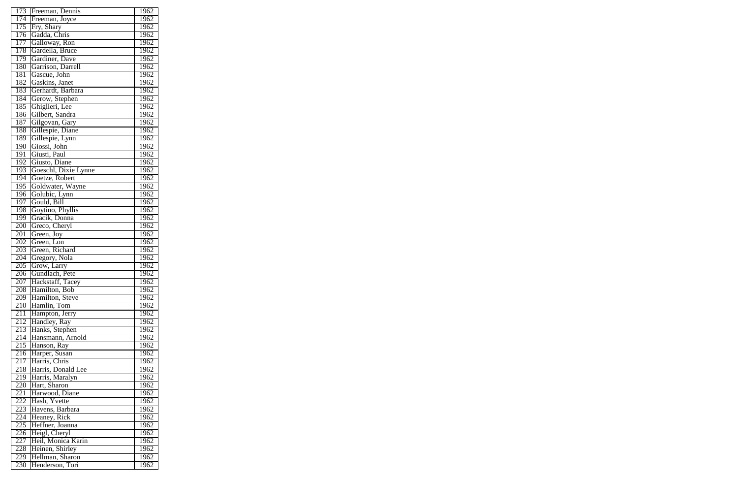| 173 | Freeman, Dennis | 1962 |
|---|---|---|
| 174 | Freeman, Joyce | 1962 |
| 175 | Fry, Shary | 1962 |
| 176 | Gadda, Chris | 1962 |
| 177 | Galloway, Ron | 1962 |
| 178 | Gardella, Bruce | 1962 |
| 179 | Gardiner, Dave | 1962 |
| 180 | Garrison, Darrell | 1962 |
| 181 | Gascue, John | 1962 |
| 182 | Gaskins, Janet | 1962 |
| 183 | Gerhardt, Barbara | 1962 |
| 184 | Gerow, Stephen | 1962 |
| 185 | Ghiglieri, Lee | 1962 |
| 186 | Gilbert, Sandra | 1962 |
| 187 | Gilgovan, Gary | 1962 |
| 188 | Gillespie, Diane | 1962 |
| 189 | Gillespie, Lynn | 1962 |
| 190 | Giossi, John | 1962 |
| 191 | Giusti, Paul | 1962 |
| 192 | Giusto, Diane | 1962 |
| 193 | Goeschl, Dixie Lynne | 1962 |
| 194 | Goetze, Robert | 1962 |
| 195 | Goldwater, Wayne | 1962 |
| 196 | Golubic, Lynn | 1962 |
| 197 | Gould, Bill | 1962 |
| 198 | Goytino, Phyllis | 1962 |
| 199 | Gracik, Donna | 1962 |
| 200 | Greco, Cheryl | 1962 |
| 201 | Green, Joy | 1962 |
| 202 | Green, Lon | 1962 |
| 203 | Green, Richard | 1962 |
| 204 | Gregory, Nola | 1962 |
| 205 | Grow, Larry | 1962 |
| 206 | Gundlach, Pete | 1962 |
| 207 | Hackstaff, Tacey | 1962 |
| 208 | Hamilton, Bob | 1962 |
| 209 | Hamilton, Steve | 1962 |
| 210 | Hamlin, Tom | 1962 |
| 211 | Hampton, Jerry | 1962 |
| 212 | Handley, Ray | 1962 |
| 213 | Hanks, Stephen | 1962 |
| 214 | Hansmann, Arnold | 1962 |
| 215 | Hanson, Ray | 1962 |
| 216 | Harper, Susan | 1962 |
| 217 | Harris, Chris | 1962 |
| 218 | Harris, Donald Lee | 1962 |
| 219 | Harris, Maralyn | 1962 |
| 220 | Hart, Sharon | 1962 |
| 221 | Harwood, Diane | 1962 |
| 222 | Hash, Yvette | 1962 |
| 223 | Havens, Barbara | 1962 |
| 224 | Heaney, Rick | 1962 |
| 225 | Heffner, Joanna | 1962 |
| 226 | Heigl, Cheryl | 1962 |
| 227 | Heil, Monica Karin | 1962 |
| 228 | Heinen, Shirley | 1962 |
| 229 | Hellman, Sharon | 1962 |
| 230 | Henderson, Tori | 1962 |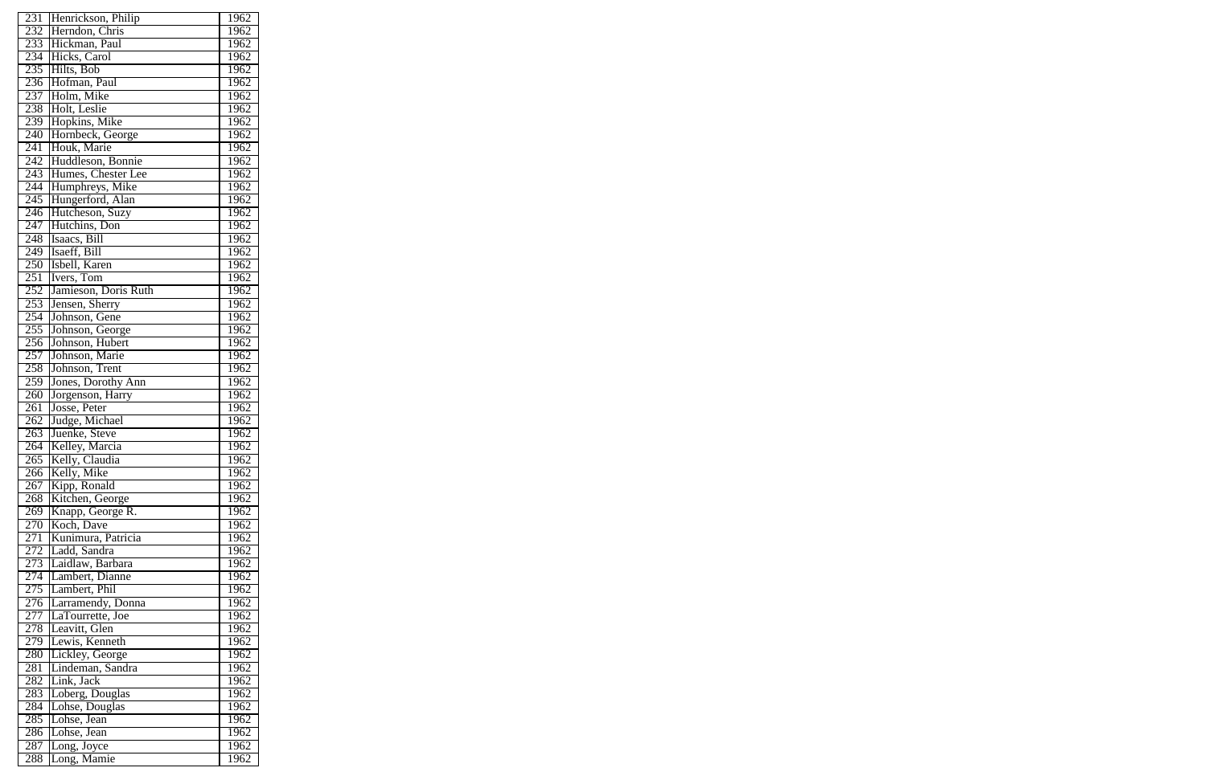| 231 | Henrickson, Philip | 1962 |
|---|---|---|
| 232 | Herndon, Chris | 1962 |
| 233 | Hickman, Paul | 1962 |
| 234 | Hicks, Carol | 1962 |
| 235 | Hilts, Bob | 1962 |
| 236 | Hofman, Paul | 1962 |
| 237 | Holm, Mike | 1962 |
| 238 | Holt, Leslie | 1962 |
| 239 | Hopkins, Mike | 1962 |
| 240 | Hornbeck, George | 1962 |
| 241 | Houk, Marie | 1962 |
| 242 | Huddleson, Bonnie | 1962 |
| 243 | Humes, Chester Lee | 1962 |
| 244 | Humphreys, Mike | 1962 |
| 245 | Hungerford, Alan | 1962 |
| 246 | Hutcheson, Suzy | 1962 |
| 247 | Hutchins, Don | 1962 |
| 248 | Isaacs, Bill | 1962 |
| 249 | Isaeff, Bill | 1962 |
| 250 | Isbell, Karen | 1962 |
| 251 | Ivers, Tom | 1962 |
| 252 | Jamieson, Doris Ruth | 1962 |
| 253 | Jensen, Sherry | 1962 |
| 254 | Johnson, Gene | 1962 |
| 255 | Johnson, George | 1962 |
| 256 | Johnson, Hubert | 1962 |
| 257 | Johnson, Marie | 1962 |
| 258 | Johnson, Trent | 1962 |
| 259 | Jones, Dorothy Ann | 1962 |
| 260 | Jorgenson, Harry | 1962 |
| 261 | Josse, Peter | 1962 |
| 262 | Judge, Michael | 1962 |
| 263 | Juenke, Steve | 1962 |
| 264 | Kelley, Marcia | 1962 |
| 265 | Kelly, Claudia | 1962 |
| 266 | Kelly, Mike | 1962 |
| 267 | Kipp, Ronald | 1962 |
| 268 | Kitchen, George | 1962 |
| 269 | Knapp, George R. | 1962 |
| 270 | Koch, Dave | 1962 |
| 271 | Kunimura, Patricia | 1962 |
| 272 | Ladd, Sandra | 1962 |
| 273 | Laidlaw, Barbara | 1962 |
| 274 | Lambert, Dianne | 1962 |
| 275 | Lambert, Phil | 1962 |
| 276 | Larramendy, Donna | 1962 |
| 277 | LaTourrette, Joe | 1962 |
| 278 | Leavitt, Glen | 1962 |
| 279 | Lewis, Kenneth | 1962 |
| 280 | Lickley, George | 1962 |
| 281 | Lindeman, Sandra | 1962 |
| 282 | Link, Jack | 1962 |
| 283 | Loberg, Douglas | 1962 |
| 284 | Lohse, Douglas | 1962 |
| 285 | Lohse, Jean | 1962 |
| 286 | Lohse, Jean | 1962 |
| 287 | Long, Joyce | 1962 |
| 288 | Long, Mamie | 1962 |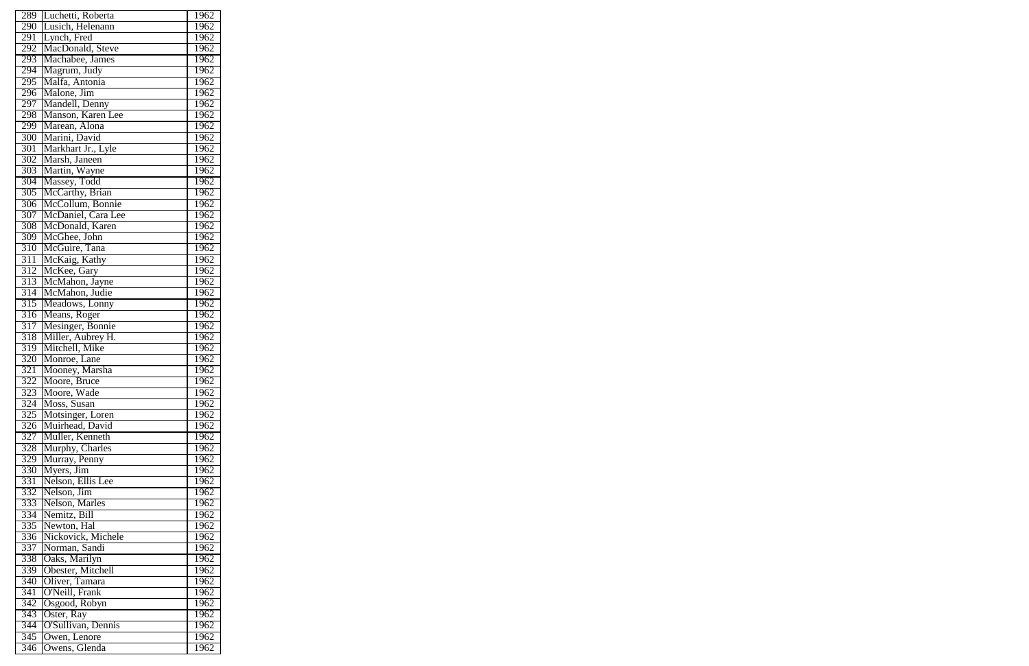| | | |
|---|---|---|
| 289 | Luchetti, Roberta | 1962 |
| 290 | Lusich, Helenann | 1962 |
| 291 | Lynch, Fred | 1962 |
| 292 | MacDonald, Steve | 1962 |
| 293 | Machabee, James | 1962 |
| 294 | Magrum, Judy | 1962 |
| 295 | Malfa, Antonia | 1962 |
| 296 | Malone, Jim | 1962 |
| 297 | Mandell, Denny | 1962 |
| 298 | Manson, Karen Lee | 1962 |
| 299 | Marean, Alona | 1962 |
| 300 | Marini, David | 1962 |
| 301 | Markhart Jr., Lyle | 1962 |
| 302 | Marsh, Janeen | 1962 |
| 303 | Martin, Wayne | 1962 |
| 304 | Massey, Todd | 1962 |
| 305 | McCarthy, Brian | 1962 |
| 306 | McCollum, Bonnie | 1962 |
| 307 | McDaniel, Cara Lee | 1962 |
| 308 | McDonald, Karen | 1962 |
| 309 | McGhee, John | 1962 |
| 310 | McGuire, Tana | 1962 |
| 311 | McKaig, Kathy | 1962 |
| 312 | McKee, Gary | 1962 |
| 313 | McMahon, Jayne | 1962 |
| 314 | McMahon, Judie | 1962 |
| 315 | Meadows, Lonny | 1962 |
| 316 | Means, Roger | 1962 |
| 317 | Mesinger, Bonnie | 1962 |
| 318 | Miller, Aubrey H. | 1962 |
| 319 | Mitchell, Mike | 1962 |
| 320 | Monroe, Lane | 1962 |
| 321 | Mooney, Marsha | 1962 |
| 322 | Moore, Bruce | 1962 |
| 323 | Moore, Wade | 1962 |
| 324 | Moss, Susan | 1962 |
| 325 | Motsinger, Loren | 1962 |
| 326 | Muirhead, David | 1962 |
| 327 | Muller, Kenneth | 1962 |
| 328 | Murphy, Charles | 1962 |
| 329 | Murray, Penny | 1962 |
| 330 | Myers, Jim | 1962 |
| 331 | Nelson, Ellis Lee | 1962 |
| 332 | Nelson, Jim | 1962 |
| 333 | Nelson, Marles | 1962 |
| 334 | Nemitz, Bill | 1962 |
| 335 | Newton, Hal | 1962 |
| 336 | Nickovick, Michele | 1962 |
| 337 | Norman, Sandi | 1962 |
| 338 | Oaks, Marilyn | 1962 |
| 339 | Obester, Mitchell | 1962 |
| 340 | Oliver, Tamara | 1962 |
| 341 | O'Neill, Frank | 1962 |
| 342 | Osgood, Robyn | 1962 |
| 343 | Oster, Ray | 1962 |
| 344 | O'Sullivan, Dennis | 1962 |
| 345 | Owen, Lenore | 1962 |
| 346 | Owens, Glenda | 1962 |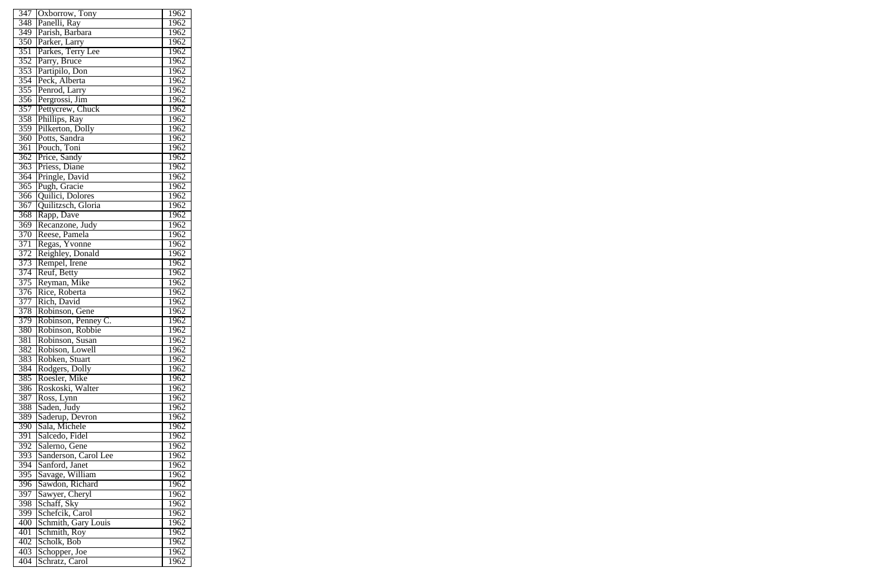| 347 | Oxborrow, Tony | 1962 |
|---|---|---|
| 348 | Panelli, Ray | 1962 |
| 349 | Parish, Barbara | 1962 |
| 350 | Parker, Larry | 1962 |
| 351 | Parkes, Terry Lee | 1962 |
| 352 | Parry, Bruce | 1962 |
| 353 | Partipilo, Don | 1962 |
| 354 | Peck, Alberta | 1962 |
| 355 | Penrod, Larry | 1962 |
| 356 | Pergrossi, Jim | 1962 |
| 357 | Pettycrew, Chuck | 1962 |
| 358 | Phillips, Ray | 1962 |
| 359 | Pilkerton, Dolly | 1962 |
| 360 | Potts, Sandra | 1962 |
| 361 | Pouch, Toni | 1962 |
| 362 | Price, Sandy | 1962 |
| 363 | Priess, Diane | 1962 |
| 364 | Pringle, David | 1962 |
| 365 | Pugh, Gracie | 1962 |
| 366 | Quilici, Dolores | 1962 |
| 367 | Quilitzsch, Gloria | 1962 |
| 368 | Rapp, Dave | 1962 |
| 369 | Recanzone, Judy | 1962 |
| 370 | Reese, Pamela | 1962 |
| 371 | Regas, Yvonne | 1962 |
| 372 | Reighley, Donald | 1962 |
| 373 | Rempel, Irene | 1962 |
| 374 | Reuf, Betty | 1962 |
| 375 | Reyman, Mike | 1962 |
| 376 | Rice, Roberta | 1962 |
| 377 | Rich, David | 1962 |
| 378 | Robinson, Gene | 1962 |
| 379 | Robinson, Penney C. | 1962 |
| 380 | Robinson, Robbie | 1962 |
| 381 | Robinson, Susan | 1962 |
| 382 | Robison, Lowell | 1962 |
| 383 | Robken, Stuart | 1962 |
| 384 | Rodgers, Dolly | 1962 |
| 385 | Roesler, Mike | 1962 |
| 386 | Roskoski, Walter | 1962 |
| 387 | Ross, Lynn | 1962 |
| 388 | Saden, Judy | 1962 |
| 389 | Saderup, Devron | 1962 |
| 390 | Sala, Michele | 1962 |
| 391 | Salcedo, Fidel | 1962 |
| 392 | Salerno, Gene | 1962 |
| 393 | Sanderson, Carol Lee | 1962 |
| 394 | Sanford, Janet | 1962 |
| 395 | Savage, William | 1962 |
| 396 | Sawdon, Richard | 1962 |
| 397 | Sawyer, Cheryl | 1962 |
| 398 | Schaff, Sky | 1962 |
| 399 | Schefcik, Carol | 1962 |
| 400 | Schmith, Gary Louis | 1962 |
| 401 | Schmith, Roy | 1962 |
| 402 | Scholk, Bob | 1962 |
| 403 | Schopper, Joe | 1962 |
| 404 | Schratz, Carol | 1962 |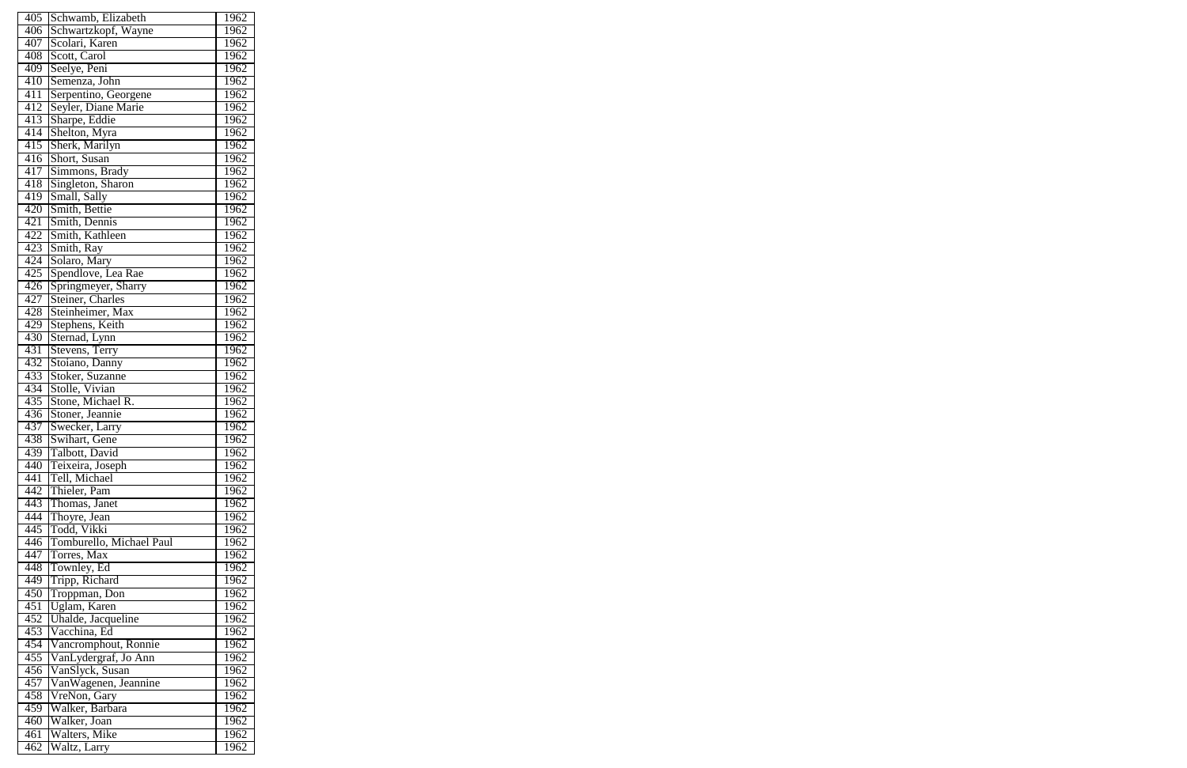| 405 | Schwamb, Elizabeth | 1962 |
|---|---|---|
| 406 | Schwartzkopf, Wayne | 1962 |
| 407 | Scolari, Karen | 1962 |
| 408 | Scott, Carol | 1962 |
| 409 | Seelye, Peni | 1962 |
| 410 | Semenza, John | 1962 |
| 411 | Serpentino, Georgene | 1962 |
| 412 | Seyler, Diane Marie | 1962 |
| 413 | Sharpe, Eddie | 1962 |
| 414 | Shelton, Myra | 1962 |
| 415 | Sherk, Marilyn | 1962 |
| 416 | Short, Susan | 1962 |
| 417 | Simmons, Brady | 1962 |
| 418 | Singleton, Sharon | 1962 |
| 419 | Small, Sally | 1962 |
| 420 | Smith, Bettie | 1962 |
| 421 | Smith, Dennis | 1962 |
| 422 | Smith, Kathleen | 1962 |
| 423 | Smith, Ray | 1962 |
| 424 | Solaro, Mary | 1962 |
| 425 | Spendlove, Lea Rae | 1962 |
| 426 | Springmeyer, Sharry | 1962 |
| 427 | Steiner, Charles | 1962 |
| 428 | Steinheimer, Max | 1962 |
| 429 | Stephens, Keith | 1962 |
| 430 | Sternad, Lynn | 1962 |
| 431 | Stevens, Terry | 1962 |
| 432 | Stoiano, Danny | 1962 |
| 433 | Stoker, Suzanne | 1962 |
| 434 | Stolle, Vivian | 1962 |
| 435 | Stone, Michael R. | 1962 |
| 436 | Stoner, Jeannie | 1962 |
| 437 | Swecker, Larry | 1962 |
| 438 | Swihart, Gene | 1962 |
| 439 | Talbott, David | 1962 |
| 440 | Teixeira, Joseph | 1962 |
| 441 | Tell, Michael | 1962 |
| 442 | Thieler, Pam | 1962 |
| 443 | Thomas, Janet | 1962 |
| 444 | Thoyre, Jean | 1962 |
| 445 | Todd, Vikki | 1962 |
| 446 | Tomburello, Michael Paul | 1962 |
| 447 | Torres, Max | 1962 |
| 448 | Townley, Ed | 1962 |
| 449 | Tripp, Richard | 1962 |
| 450 | Troppman, Don | 1962 |
| 451 | Uglam, Karen | 1962 |
| 452 | Uhalde, Jacqueline | 1962 |
| 453 | Vacchina, Ed | 1962 |
| 454 | Vancromphout, Ronnie | 1962 |
| 455 | VanLydergraf, Jo Ann | 1962 |
| 456 | VanSlyck, Susan | 1962 |
| 457 | VanWagenen, Jeannine | 1962 |
| 458 | VreNon, Gary | 1962 |
| 459 | Walker, Barbara | 1962 |
| 460 | Walker, Joan | 1962 |
| 461 | Walters, Mike | 1962 |
| 462 | Waltz, Larry | 1962 |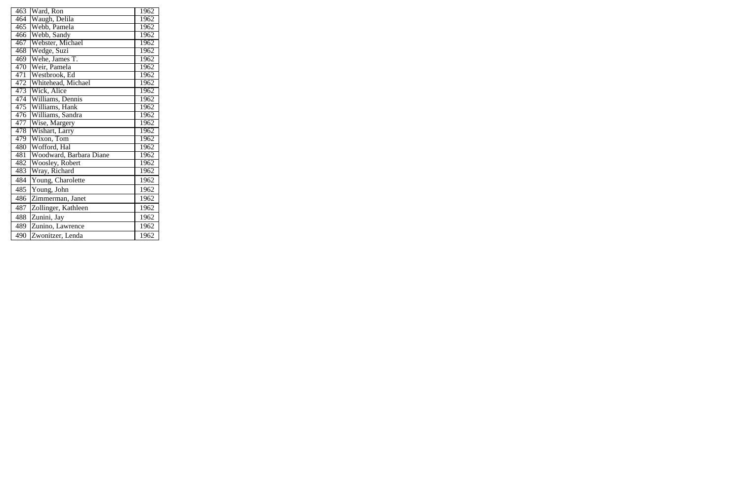| | | |
|---|---|---|
| 463 | Ward, Ron | 1962 |
| 464 | Waugh, Delila | 1962 |
| 465 | Webb, Pamela | 1962 |
| 466 | Webb, Sandy | 1962 |
| 467 | Webster, Michael | 1962 |
| 468 | Wedge, Suzi | 1962 |
| 469 | Wehe, James T. | 1962 |
| 470 | Weir, Pamela | 1962 |
| 471 | Westbrook, Ed | 1962 |
| 472 | Whitehead, Michael | 1962 |
| 473 | Wick, Alice | 1962 |
| 474 | Williams, Dennis | 1962 |
| 475 | Williams, Hank | 1962 |
| 476 | Williams, Sandra | 1962 |
| 477 | Wise, Margery | 1962 |
| 478 | Wishart, Larry | 1962 |
| 479 | Wixon, Tom | 1962 |
| 480 | Wofford, Hal | 1962 |
| 481 | Woodward, Barbara Diane | 1962 |
| 482 | Woosley, Robert | 1962 |
| 483 | Wray, Richard | 1962 |
| 484 | Young, Charolette | 1962 |
| 485 | Young, John | 1962 |
| 486 | Zimmerman, Janet | 1962 |
| 487 | Zollinger, Kathleen | 1962 |
| 488 | Zunini, Jay | 1962 |
| 489 | Zunino, Lawrence | 1962 |
| 490 | Zwonitzer, Lenda | 1962 |